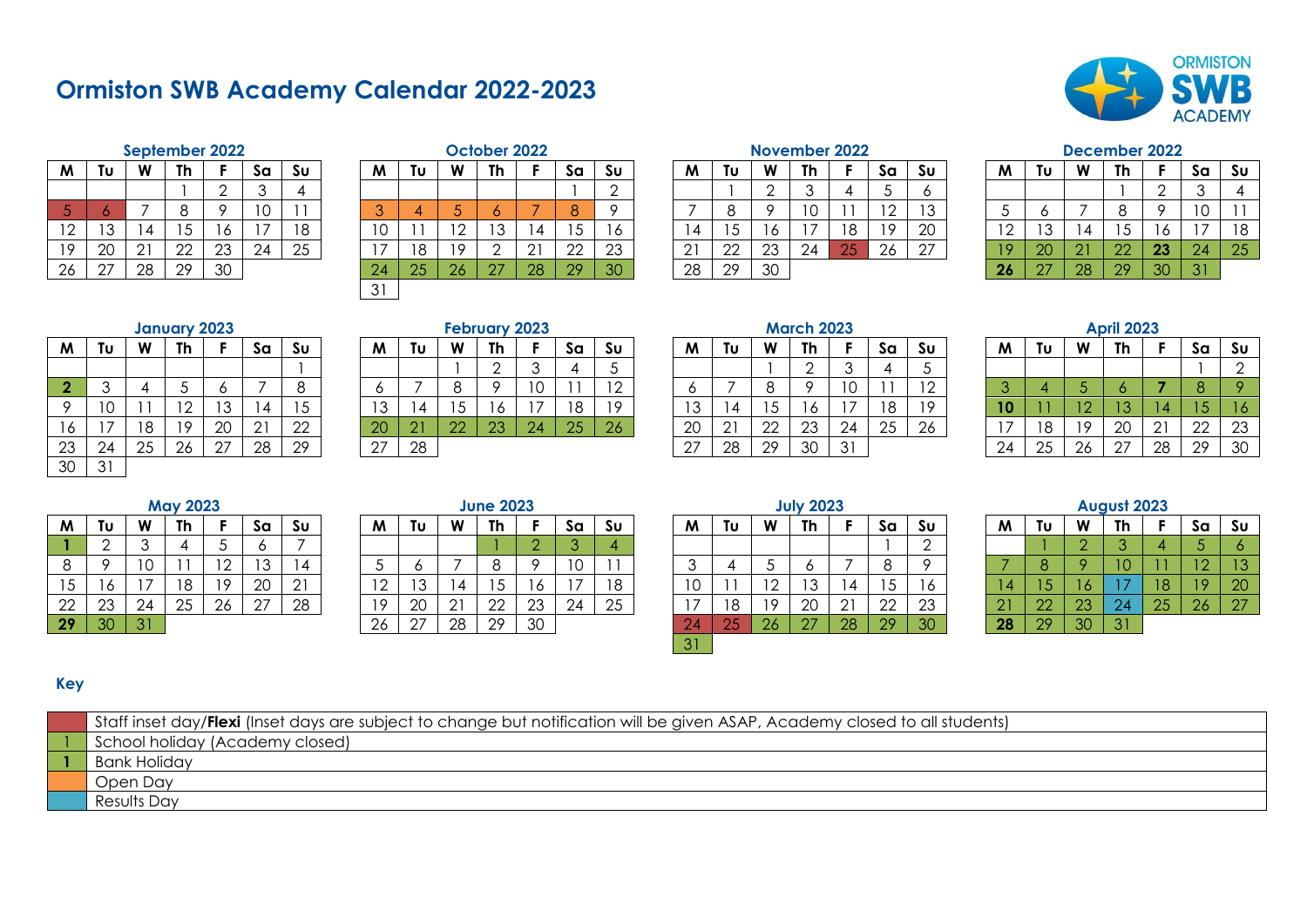# Ormiston SWB Academy Calendar 2022-2023

### September 2022

| M | Tu | W | Th | F | Sa | Su |
|---|---|---|---|---|---|---|
| | | | 1 | 2 | 3 | 4 |
| 5 | 6 | 7 | 8 | 9 | 10 | 11 |
| 12 | 13 | 14 | 15 | 16 | 17 | 18 |
| 19 | 20 | 21 | 22 | 23 | 24 | 25 |
| 26 | 27 | 28 | 29 | 30 | | |

### October 2022

| M | Tu | W | Th | F | Sa | Su |
|---|---|---|---|---|---|---|
| | | | | | 1 | 2 |
| 3 | 4 | 5 | 6 | 7 | 8 | 9 |
| 10 | 11 | 12 | 13 | 14 | 15 | 16 |
| 17 | 18 | 19 | 2 | 21 | 22 | 23 |
| 24 | 25 | 26 | 27 | 28 | 29 | 30 |
| 31 | | | | | | |

### November 2022

| M | Tu | W | Th | F | Sa | Su |
|---|---|---|---|---|---|---|
| | 1 | 2 | 3 | 4 | 5 | 6 |
| 7 | 8 | 9 | 10 | 11 | 12 | 13 |
| 14 | 15 | 16 | 17 | 18 | 19 | 20 |
| 21 | 22 | 23 | 24 | 25 | 26 | 27 |
| 28 | 29 | 30 | | | | |

### December 2022

| M | Tu | W | Th | F | Sa | Su |
|---|---|---|---|---|---|---|
| | | | 1 | 2 | 3 | 4 |
| 5 | 6 | 7 | 8 | 9 | 10 | 11 |
| 12 | 13 | 14 | 15 | 16 | 17 | 18 |
| 19 | 20 | 21 | 22 | **23** | 24 | 25 |
| **26** | 27 | 28 | 29 | 30 | 31 | |

### January 2023

| M | Tu | W | Th | F | Sa | Su |
|---|---|---|---|---|---|---|
| | | | | | | 1 |
| **2** | 3 | 4 | 5 | 6 | 7 | 8 |
| 9 | 10 | 11 | 12 | 13 | 14 | 15 |
| 16 | 17 | 18 | 19 | 20 | 21 | 22 |
| 23 | 24 | 25 | 26 | 27 | 28 | 29 |
| 30 | 31 | | | | | |

### February 2023

| M | Tu | W | Th | F | Sa | Su |
|---|---|---|---|---|---|---|
| | | 1 | 2 | 3 | 4 | 5 |
| 6 | 7 | 8 | 9 | 10 | 11 | 12 |
| 13 | 14 | 15 | 16 | 17 | 18 | 19 |
| 20 | 21 | 22 | 23 | 24 | 25 | 26 |
| 27 | 28 | | | | | |

### March 2023

| M | Tu | W | Th | F | Sa | Su |
|---|---|---|---|---|---|---|
| | | 1 | 2 | 3 | 4 | 5 |
| 6 | 7 | 8 | 9 | 10 | 11 | 12 |
| 13 | 14 | 15 | 16 | 17 | 18 | 19 |
| 20 | 21 | 22 | 23 | 24 | 25 | 26 |
| 27 | 28 | 29 | 30 | 31 | | |

### April 2023

| M | Tu | W | Th | F | Sa | Su |
|---|---|---|---|---|---|---|
| | | | | | 1 | 2 |
| 3 | 4 | 5 | 6 | **7** | 8 | 9 |
| **10** | 11 | 12 | 13 | 14 | 15 | 16 |
| 17 | 18 | 19 | 20 | 21 | 22 | 23 |
| 24 | 25 | 26 | 27 | 28 | 29 | 30 |

### May 2023

| M | Tu | W | Th | F | Sa | Su |
|---|---|---|---|---|---|---|
| **1** | 2 | 3 | 4 | 5 | 6 | 7 |
| 8 | 9 | 10 | 11 | 12 | 13 | 14 |
| 15 | 16 | 17 | 18 | 19 | 20 | 21 |
| 22 | 23 | 24 | 25 | 26 | 27 | 28 |
| **29** | 30 | 31 | | | | |

### June 2023

| M | Tu | W | Th | F | Sa | Su |
|---|---|---|---|---|---|---|
| | | | 1 | 2 | 3 | 4 |
| 5 | 6 | 7 | 8 | 9 | 10 | 11 |
| 12 | 13 | 14 | 15 | 16 | 17 | 18 |
| 19 | 20 | 21 | 22 | 23 | 24 | 25 |
| 26 | 27 | 28 | 29 | 30 | | |

### July 2023

| M | Tu | W | Th | F | Sa | Su |
|---|---|---|---|---|---|---|
| | | | | | 1 | 2 |
| 3 | 4 | 5 | 6 | 7 | 8 | 9 |
| 10 | 11 | 12 | 13 | 14 | 15 | 16 |
| 17 | 18 | 19 | 20 | 21 | 22 | 23 |
| 24 | 25 | 26 | 27 | 28 | 29 | 30 |
| 31 | | | | | | |

### August 2023

| M | Tu | W | Th | F | Sa | Su |
|---|---|---|---|---|---|---|
| | 1 | 2 | 3 | 4 | 5 | 6 |
| 7 | 8 | 9 | 10 | 11 | 12 | 13 |
| 14 | 15 | 16 | 17 | 18 | 19 | 20 |
| 21 | 22 | 23 | 24 | 25 | 26 | 27 |
| **28** | 29 | 30 | 31 | | | |

### Key

| | |
|---|---|
| | Staff inset day/**Flexi** (Inset days are subject to change but notification will be given ASAP, Academy closed to all students) |
| 1 | School holiday (Academy closed) |
| **1** | Bank Holiday |
| | Open Day |
| | Results Day |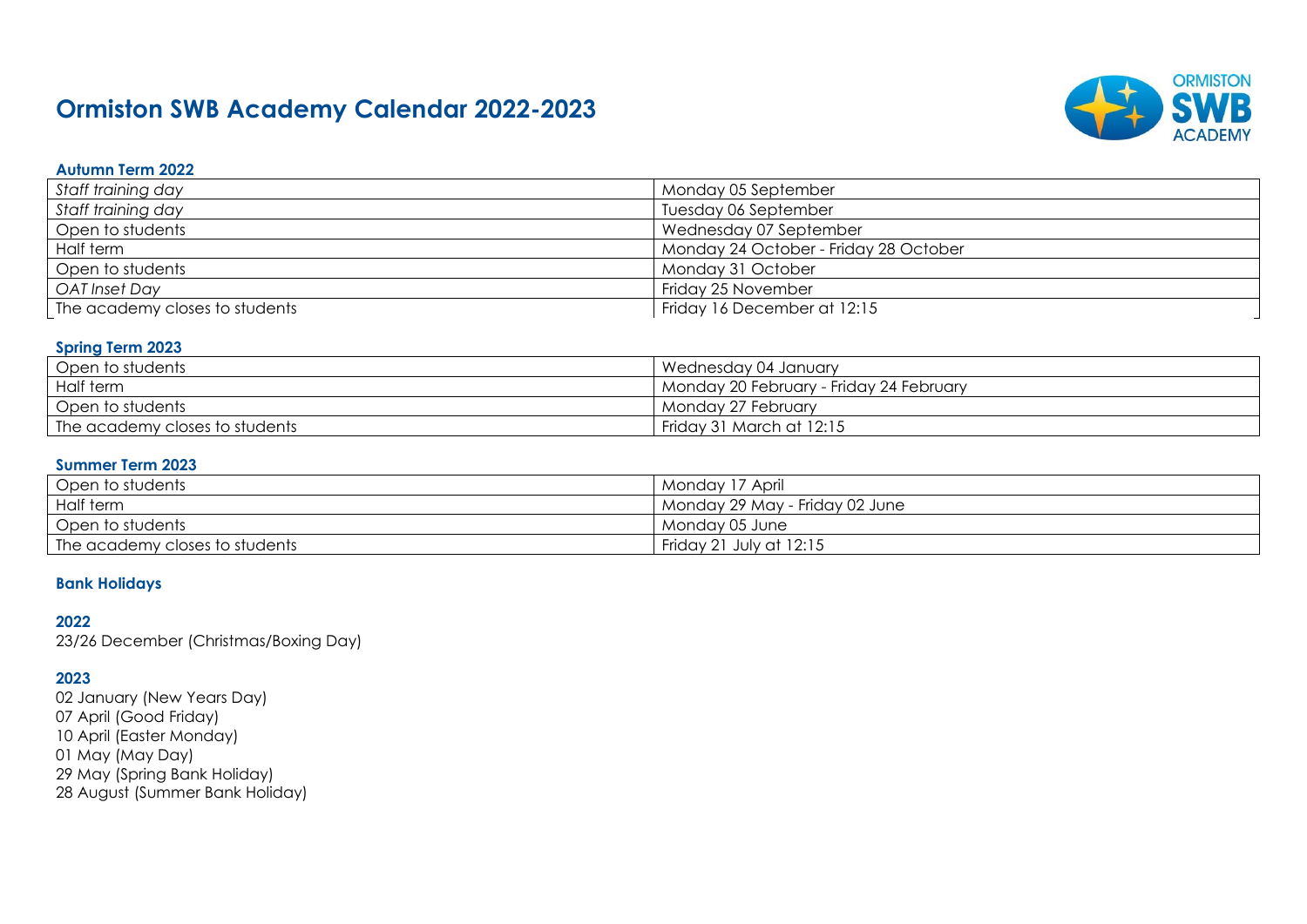# Ormiston SWB Academy Calendar 2022-2023

### Autumn Term 2022

| | |
|---|---|
| *Staff training day* | Monday 05 September |
| *Staff training day* | Tuesday 06 September |
| Open to students | Wednesday 07 September |
| Half term | Monday 24 October - Friday 28 October |
| Open to students | Monday 31 October |
| *OAT Inset Day* | Friday 25 November |
| The academy closes to students | Friday 16 December at 12:15 |

### Spring Term 2023

| | |
|---|---|
| Open to students | Wednesday 04 January |
| Half term | Monday 20 February - Friday 24 February |
| Open to students | Monday 27 February |
| The academy closes to students | Friday 31 March at 12:15 |

### Summer Term 2023

| | |
|---|---|
| Open to students | Monday 17 April |
| Half term | Monday 29 May - Friday 02 June |
| Open to students | Monday 05 June |
| The academy closes to students | Friday 21 July at 12:15 |

### Bank Holidays

**2022**

23/26 December (Christmas/Boxing Day)

**2023**

02 January (New Years Day)
07 April (Good Friday)
10 April (Easter Monday)
01 May (May Day)
29 May (Spring Bank Holiday)
28 August (Summer Bank Holiday)